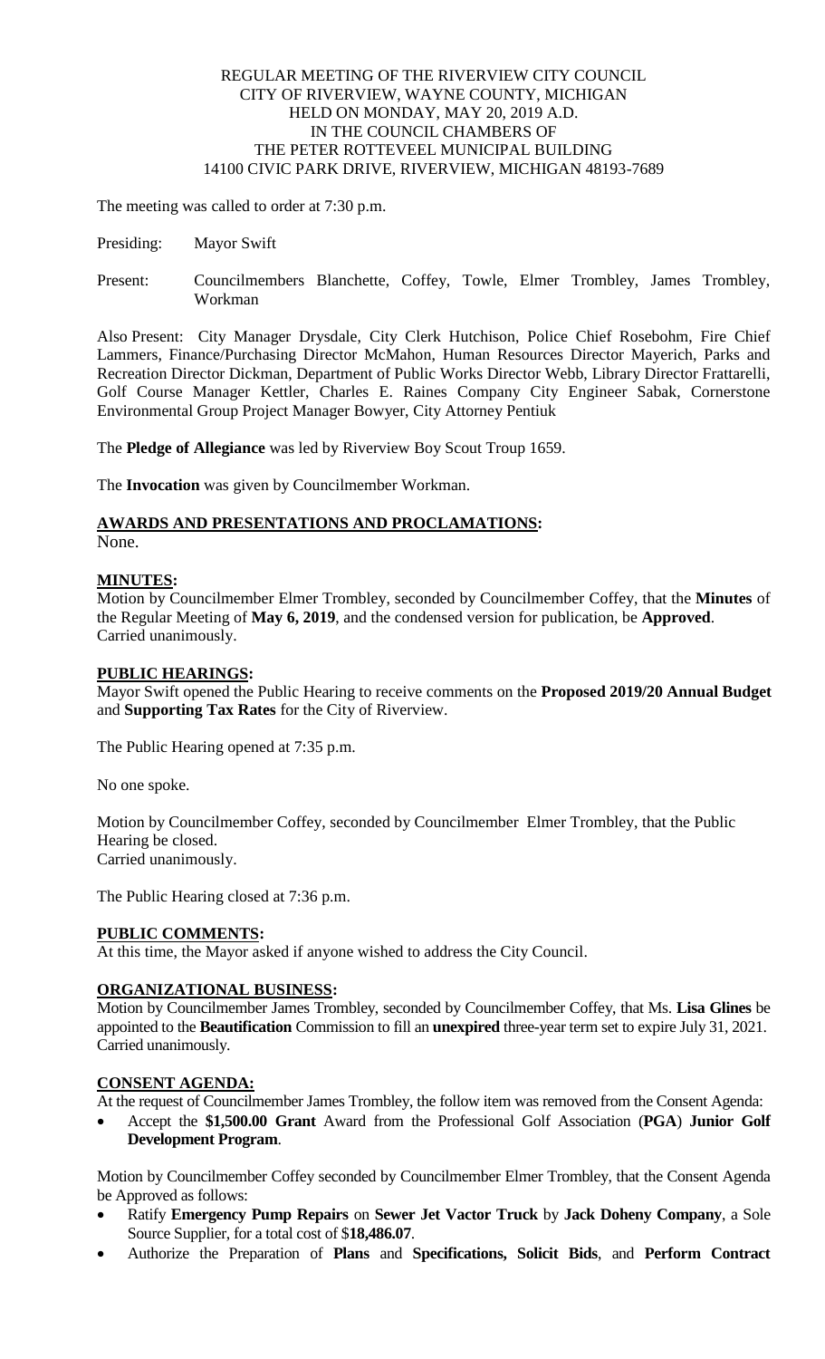REGULAR MEETING OF THE RIVERVIEW CITY COUNCIL
CITY OF RIVERVIEW, WAYNE COUNTY, MICHIGAN
HELD ON MONDAY, MAY 20, 2019 A.D.
IN THE COUNCIL CHAMBERS OF
THE PETER ROTTEVEEL MUNICIPAL BUILDING
14100 CIVIC PARK DRIVE, RIVERVIEW, MICHIGAN 48193-7689

The meeting was called to order at 7:30 p.m.

Presiding: Mayor Swift

Present: Councilmembers Blanchette, Coffey, Towle, Elmer Trombley, James Trombley, Workman

Also Present: City Manager Drysdale, City Clerk Hutchison, Police Chief Rosebohm, Fire Chief Lammers, Finance/Purchasing Director McMahon, Human Resources Director Mayerich, Parks and Recreation Director Dickman, Department of Public Works Director Webb, Library Director Frattarelli, Golf Course Manager Kettler, Charles E. Raines Company City Engineer Sabak, Cornerstone Environmental Group Project Manager Bowyer, City Attorney Pentiuk

The **Pledge of Allegiance** was led by Riverview Boy Scout Troup 1659.

The **Invocation** was given by Councilmember Workman.

**AWARDS AND PRESENTATIONS AND PROCLAMATIONS:**
None.

**MINUTES:**
Motion by Councilmember Elmer Trombley, seconded by Councilmember Coffey, that the **Minutes** of the Regular Meeting of **May 6, 2019**, and the condensed version for publication, be **Approved**.
Carried unanimously.

**PUBLIC HEARINGS:**
Mayor Swift opened the Public Hearing to receive comments on the **Proposed 2019/20 Annual Budget** and **Supporting Tax Rates** for the City of Riverview.

The Public Hearing opened at 7:35 p.m.

No one spoke.

Motion by Councilmember Coffey, seconded by Councilmember Elmer Trombley, that the Public Hearing be closed.
Carried unanimously.

The Public Hearing closed at 7:36 p.m.

**PUBLIC COMMENTS:**
At this time, the Mayor asked if anyone wished to address the City Council.

**ORGANIZATIONAL BUSINESS:**
Motion by Councilmember James Trombley, seconded by Councilmember Coffey, that Ms. **Lisa Glines** be appointed to the **Beautification** Commission to fill an **unexpired** three-year term set to expire July 31, 2021.
Carried unanimously.

**CONSENT AGENDA:**
At the request of Councilmember James Trombley, the follow item was removed from the Consent Agenda:

- Accept the **$1,500.00 Grant** Award from the Professional Golf Association (**PGA**) **Junior Golf Development Program**.

Motion by Councilmember Coffey seconded by Councilmember Elmer Trombley, that the Consent Agenda be Approved as follows:

- Ratify **Emergency Pump Repairs** on **Sewer Jet Vactor Truck** by **Jack Doheny Company**, a Sole Source Supplier, for a total cost of $**18,486.07**.
- Authorize the Preparation of **Plans** and **Specifications, Solicit Bids**, and **Perform Contract**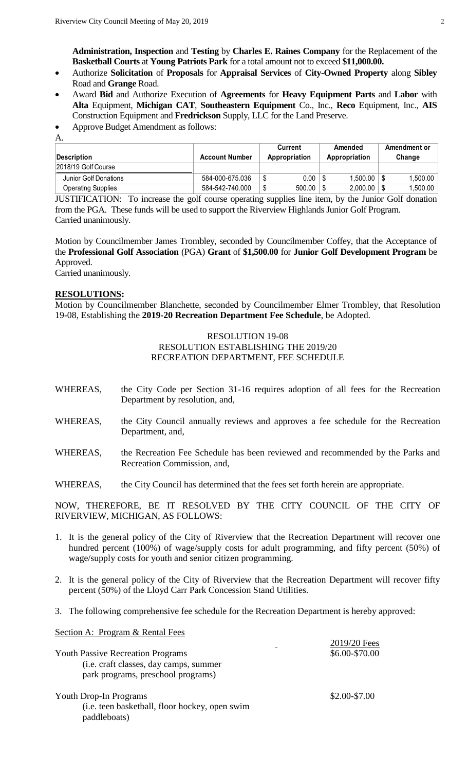**Administration, Inspection** and **Testing** by **Charles E. Raines Company** for the Replacement of the **Basketball Courts** at **Young Patriots Park** for a total amount not to exceed **$11,000.00.**

- Authorize **Solicitation** of **Proposals** for **Appraisal Services** of **City-Owned Property** along **Sibley** Road and **Grange** Road.
- Award **Bid** and Authorize Execution of **Agreements** for **Heavy Equipment Parts** and **Labor** with **Alta** Equipment, **Michigan CAT**, **Southeastern Equipment** Co., Inc., **Reco** Equipment, Inc., **AIS** Construction Equipment and **Fredrickson** Supply, LLC for the Land Preserve.
- Approve Budget Amendment as follows:

A.

| Description | Account Number | Current Appropriation | Amended Appropriation | Amendment or Change |
|---|---|---|---|---|
| 2018/19 Golf Course | | | | |
| Junior Golf Donations | 584-000-675.036 | $ 0.00 | $ 1,500.00 | $ 1,500.00 |
| Operating Supplies | 584-542-740.000 | $ 500.00 | $ 2,000.00 | $ 1,500.00 |

JUSTIFICATION: To increase the golf course operating supplies line item, by the Junior Golf donation from the PGA. These funds will be used to support the Riverview Highlands Junior Golf Program.
Carried unanimously.

Motion by Councilmember James Trombley, seconded by Councilmember Coffey, that the Acceptance of the **Professional Golf Association** (PGA) **Grant** of **$1,500.00** for **Junior Golf Development Program** be Approved.
Carried unanimously.

## RESOLUTIONS:

Motion by Councilmember Blanchette, seconded by Councilmember Elmer Trombley, that Resolution 19-08, Establishing the **2019-20 Recreation Department Fee Schedule**, be Adopted.

RESOLUTION 19-08
RESOLUTION ESTABLISHING THE 2019/20
RECREATION DEPARTMENT, FEE SCHEDULE

WHEREAS, the City Code per Section 31-16 requires adoption of all fees for the Recreation Department by resolution, and,

WHEREAS, the City Council annually reviews and approves a fee schedule for the Recreation Department, and,

WHEREAS, the Recreation Fee Schedule has been reviewed and recommended by the Parks and Recreation Commission, and,

WHEREAS, the City Council has determined that the fees set forth herein are appropriate.

NOW, THEREFORE, BE IT RESOLVED BY THE CITY COUNCIL OF THE CITY OF RIVERVIEW, MICHIGAN, AS FOLLOWS:

1. It is the general policy of the City of Riverview that the Recreation Department will recover one hundred percent (100%) of wage/supply costs for adult programming, and fifty percent (50%) of wage/supply costs for youth and senior citizen programming.
2. It is the general policy of the City of Riverview that the Recreation Department will recover fifty percent (50%) of the Lloyd Carr Park Concession Stand Utilities.
3. The following comprehensive fee schedule for the Recreation Department is hereby approved:

Section A: Program & Rental Fees

| | 2019/20 Fees |
|---|---|
| Youth Passive Recreation Programs (i.e. craft classes, day camps, summer park programs, preschool programs) | $6.00-$70.00 |
| Youth Drop-In Programs (i.e. teen basketball, floor hockey, open swim paddleboats) | $2.00-$7.00 |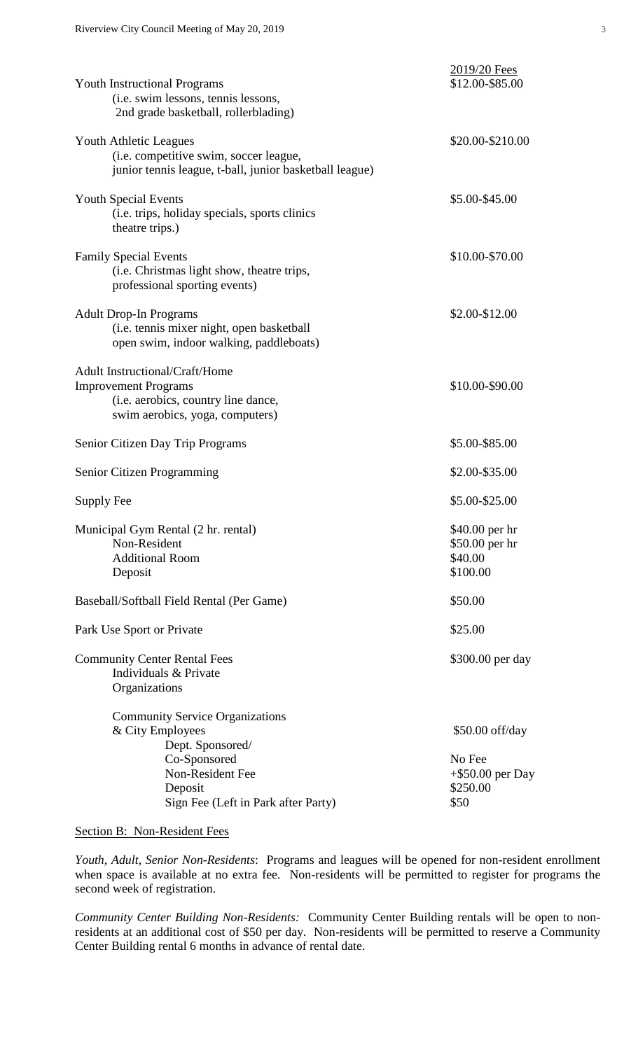| | 2019/20 Fees |
|---|---|
| Youth Instructional Programs<br>(i.e. swim lessons, tennis lessons, 2nd grade basketball, rollerblading) | $12.00-$85.00 |
| Youth Athletic Leagues<br>(i.e. competitive swim, soccer league, junior tennis league, t-ball, junior basketball league) | $20.00-$210.00 |
| Youth Special Events<br>(i.e. trips, holiday specials, sports clinics theatre trips.) | $5.00-$45.00 |
| Family Special Events<br>(i.e. Christmas light show, theatre trips, professional sporting events) | $10.00-$70.00 |
| Adult Drop-In Programs<br>(i.e. tennis mixer night, open basketball open swim, indoor walking, paddleboats) | $2.00-$12.00 |
| Adult Instructional/Craft/Home Improvement Programs<br>(i.e. aerobics, country line dance, swim aerobics, yoga, computers) | $10.00-$90.00 |
| Senior Citizen Day Trip Programs | $5.00-$85.00 |
| Senior Citizen Programming | $2.00-$35.00 |
| Supply Fee | $5.00-$25.00 |
| Municipal Gym Rental (2 hr. rental) | $40.00 per hr |
| Non-Resident | $50.00 per hr |
| Additional Room | $40.00 |
| Deposit | $100.00 |
| Baseball/Softball Field Rental (Per Game) | $50.00 |
| Park Use Sport or Private | $25.00 |
| Community Center Rental Fees<br>Individuals & Private Organizations | $300.00 per day |
| Community Service Organizations & City Employees | $50.00 off/day |
| Dept. Sponsored/ Co-Sponsored | No Fee |
| Non-Resident Fee | +$50.00 per Day |
| Deposit | $250.00 |
| Sign Fee (Left in Park after Party) | $50 |

Section B: Non-Resident Fees

*Youth, Adult, Senior Non-Residents*: Programs and leagues will be opened for non-resident enrollment when space is available at no extra fee. Non-residents will be permitted to register for programs the second week of registration.

*Community Center Building Non-Residents:* Community Center Building rentals will be open to non-residents at an additional cost of $50 per day. Non-residents will be permitted to reserve a Community Center Building rental 6 months in advance of rental date.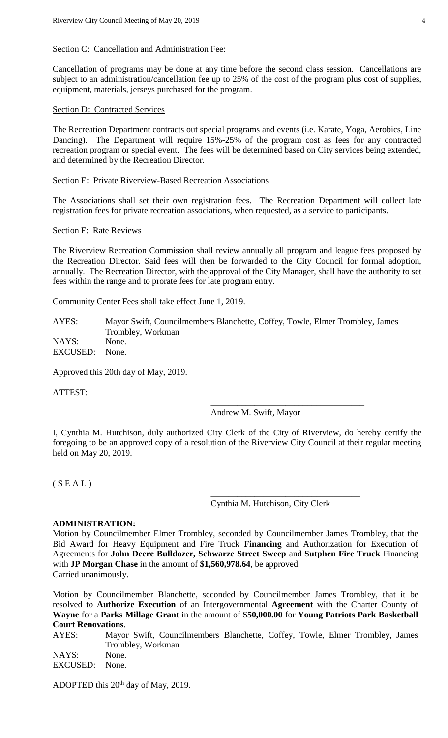Section C: Cancellation and Administration Fee:

Cancellation of programs may be done at any time before the second class session. Cancellations are subject to an administration/cancellation fee up to 25% of the cost of the program plus cost of supplies, equipment, materials, jerseys purchased for the program.

Section D: Contracted Services

The Recreation Department contracts out special programs and events (i.e. Karate, Yoga, Aerobics, Line Dancing). The Department will require 15%-25% of the program cost as fees for any contracted recreation program or special event. The fees will be determined based on City services being extended, and determined by the Recreation Director.

Section E: Private Riverview-Based Recreation Associations

The Associations shall set their own registration fees. The Recreation Department will collect late registration fees for private recreation associations, when requested, as a service to participants.

Section F: Rate Reviews

The Riverview Recreation Commission shall review annually all program and league fees proposed by the Recreation Director. Said fees will then be forwarded to the City Council for formal adoption, annually. The Recreation Director, with the approval of the City Manager, shall have the authority to set fees within the range and to prorate fees for late program entry.

Community Center Fees shall take effect June 1, 2019.

AYES: Mayor Swift, Councilmembers Blanchette, Coffey, Towle, Elmer Trombley, James Trombley, Workman
NAYS: None.
EXCUSED: None.

Approved this 20th day of May, 2019.

ATTEST:

\_\_\_\_\_\_\_\_\_\_\_\_\_\_\_\_\_\_\_\_\_\_\_\_\_\_\_\_\_\_\_\_\_\_
Andrew M. Swift, Mayor

I, Cynthia M. Hutchison, duly authorized City Clerk of the City of Riverview, do hereby certify the foregoing to be an approved copy of a resolution of the Riverview City Council at their regular meeting held on May 20, 2019.

( S E A L )

\_\_\_\_\_\_\_\_\_\_\_\_\_\_\_\_\_\_\_\_\_\_\_\_\_\_\_\_\_\_\_\_\_\_
Cynthia M. Hutchison, City Clerk

**ADMINISTRATION:**

Motion by Councilmember Elmer Trombley, seconded by Councilmember James Trombley, that the Bid Award for Heavy Equipment and Fire Truck **Financing** and Authorization for Execution of Agreements for **John Deere Bulldozer, Schwarze Street Sweep** and **Sutphen Fire Truck** Financing with **JP Morgan Chase** in the amount of **$1,560,978.64**, be approved.
Carried unanimously.

Motion by Councilmember Blanchette, seconded by Councilmember James Trombley, that it be resolved to **Authorize Execution** of an Intergovernmental **Agreement** with the Charter County of **Wayne** for a **Parks Millage Grant** in the amount of **$50,000.00** for **Young Patriots Park Basketball Court Renovations**.

AYES: Mayor Swift, Councilmembers Blanchette, Coffey, Towle, Elmer Trombley, James Trombley, Workman
NAYS: None.
EXCUSED: None.

ADOPTED this 20th day of May, 2019.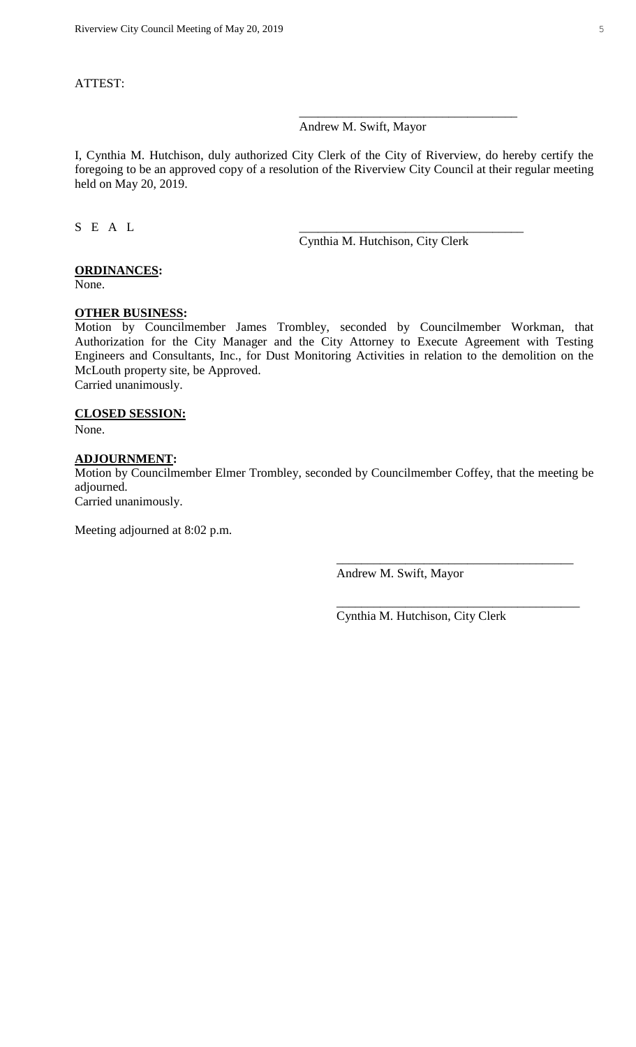ATTEST:

\_\_\_\_\_\_\_\_\_\_\_\_\_\_\_\_\_\_\_\_\_\_\_\_\_\_\_\_\_\_\_\_\_\_\_

Andrew M. Swift, Mayor

I, Cynthia M. Hutchison, duly authorized City Clerk of the City of Riverview, do hereby certify the foregoing to be an approved copy of a resolution of the Riverview City Council at their regular meeting held on May 20, 2019.

S E A L

\_\_\_\_\_\_\_\_\_\_\_\_\_\_\_\_\_\_\_\_\_\_\_\_\_\_\_\_\_\_\_\_\_\_\_\_\_

Cynthia M. Hutchison, City Clerk

**ORDINANCES:**
None.

**OTHER BUSINESS:**
Motion by Councilmember James Trombley, seconded by Councilmember Workman, that Authorization for the City Manager and the City Attorney to Execute Agreement with Testing Engineers and Consultants, Inc., for Dust Monitoring Activities in relation to the demolition on the McLouth property site, be Approved.
Carried unanimously.

**CLOSED SESSION:**
None.

**ADJOURNMENT:**
Motion by Councilmember Elmer Trombley, seconded by Councilmember Coffey, that the meeting be adjourned.
Carried unanimously.

Meeting adjourned at 8:02 p.m.

\_\_\_\_\_\_\_\_\_\_\_\_\_\_\_\_\_\_\_\_\_\_\_\_\_\_\_\_\_\_\_\_\_\_\_\_\_\_\_

Andrew M. Swift, Mayor

\_\_\_\_\_\_\_\_\_\_\_\_\_\_\_\_\_\_\_\_\_\_\_\_\_\_\_\_\_\_\_\_\_\_\_\_\_\_\_\_

Cynthia M. Hutchison, City Clerk